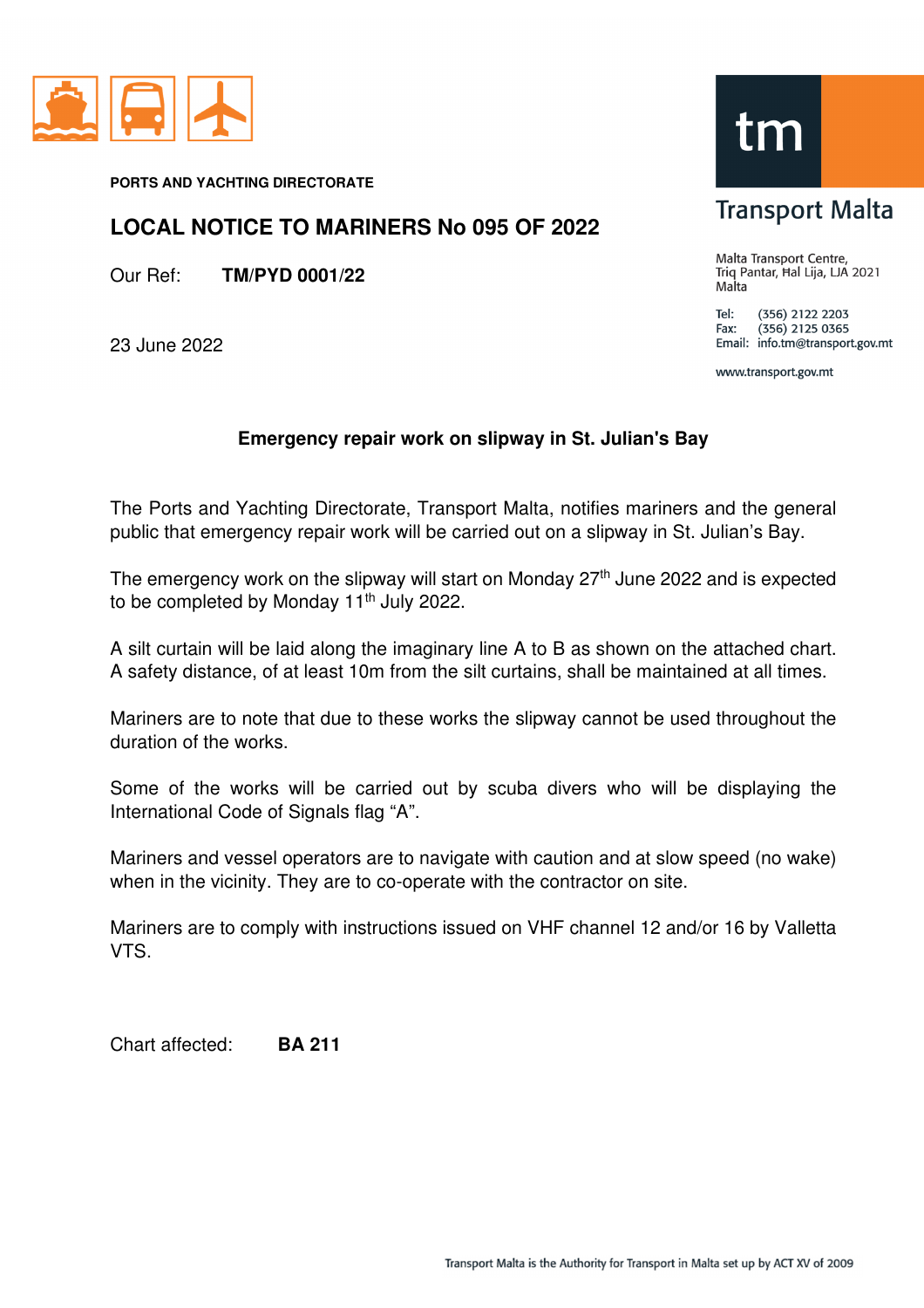**PORTS AND YACHTING DIRECTORATE**

# LOCAL NOTICE TO MARINERS No 095 OF 2022

Our Ref: **TM/PYD 0001/22**

23 June 2022

Transport Malta

Malta Transport Centre,
Triq Pantar, Ħal Lija, LJA 2021
Malta

Tel: (356) 2122 2203
Fax: (356) 2125 0365
Email: info.tm@transport.gov.mt

www.transport.gov.mt

## Emergency repair work on slipway in St. Julian's Bay

The Ports and Yachting Directorate, Transport Malta, notifies mariners and the general public that emergency repair work will be carried out on a slipway in St. Julian's Bay.

The emergency work on the slipway will start on Monday 27th June 2022 and is expected to be completed by Monday 11th July 2022.

A silt curtain will be laid along the imaginary line A to B as shown on the attached chart. A safety distance, of at least 10m from the silt curtains, shall be maintained at all times.

Mariners are to note that due to these works the slipway cannot be used throughout the duration of the works.

Some of the works will be carried out by scuba divers who will be displaying the International Code of Signals flag "A".

Mariners and vessel operators are to navigate with caution and at slow speed (no wake) when in the vicinity. They are to co-operate with the contractor on site.

Mariners are to comply with instructions issued on VHF channel 12 and/or 16 by Valletta VTS.

Chart affected: **BA 211**

Transport Malta is the Authority for Transport in Malta set up by ACT XV of 2009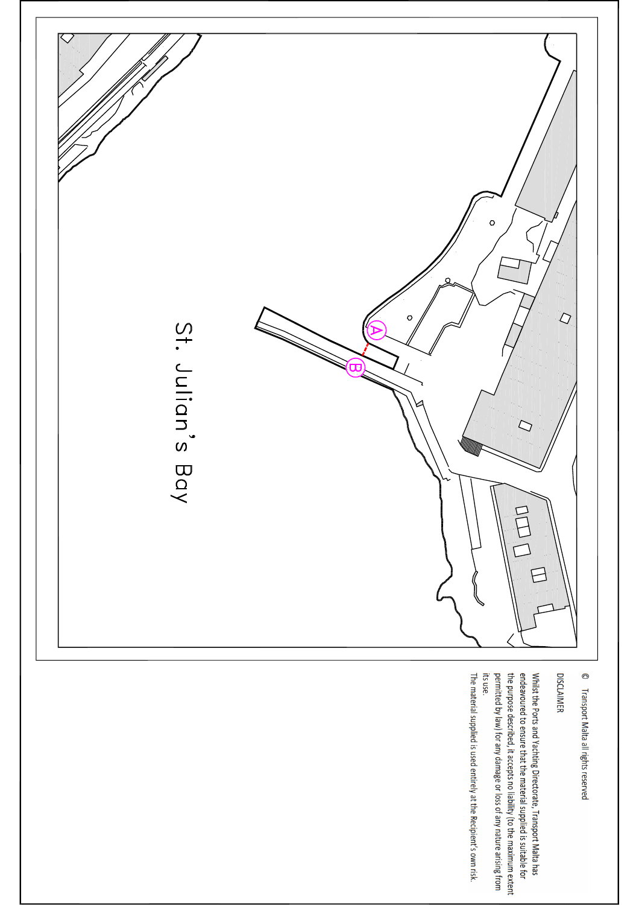St. Julian's Bay

A

B

© Transport Malta all rights reserved

DISCLAIMER

Whilst the Ports and Yachting Directorate, Transport Malta has endeavoured to ensure that the material supplied is suitable for the purpose described, it accepts no liability (to the maximum extent permitted by law) for any damage or loss of any nature arising from its use.

The material supplied is used entirely at the Recipient's own risk.